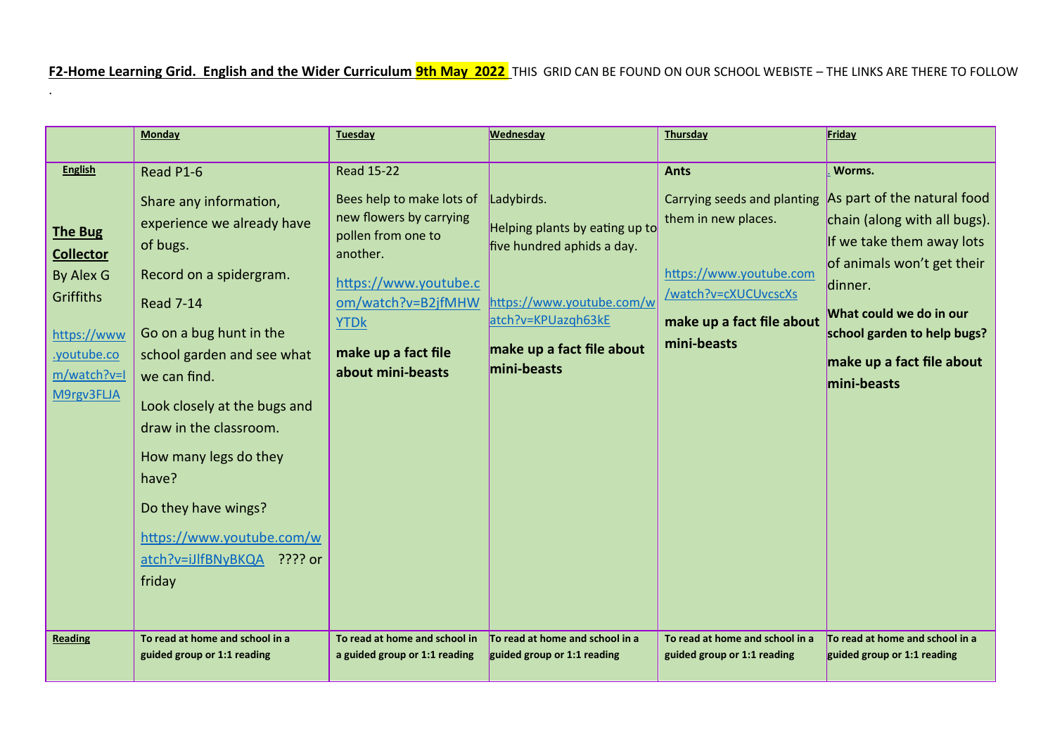**F2-Home Learning Grid. English and the Wider Curriculum 9th May 2022** THIS GRID CAN BE FOUND ON OUR SCHOOL WEBISTE – THE LINKS ARE THERE TO FOLLOW

.

| | **Monday** | **Tuesday** | **Wednesday** | **Thursday** | **Friday** |
|---|---|---|---|---|---|
| **English**<br><br>**The Bug Collector** By Alex G Griffiths<br><br>https://www.youtube.com/watch?v=lM9rgv3FLJA | Read P1-6<br><br>Share any information, experience we already have of bugs.<br><br>Record on a spidergram.<br><br>Read 7-14<br><br>Go on a bug hunt in the school garden and see what we can find.<br><br>Look closely at the bugs and draw in the classroom.<br><br>How many legs do they have?<br><br>Do they have wings?<br><br>https://www.youtube.com/watch?v=iJlfBNyBKQA ???? or friday | Read 15-22<br><br>Bees help to make lots of new flowers by carrying pollen from one to another.<br><br>https://www.youtube.com/watch?v=B2jfMHWYTDk<br><br>**make up a fact file about mini-beasts** | Ladybirds.<br><br>Helping plants by eating up to five hundred aphids a day.<br><br>https://www.youtube.com/watch?v=KPUazqh63kE<br><br>**make up a fact file about mini-beasts** | **Ants**<br><br>Carrying seeds and planting them in new places.<br><br>https://www.youtube.com/watch?v=cXUCUvcscXs<br><br>**make up a fact file about mini-beasts** | . **Worms.**<br><br>As part of the natural food chain (along with all bugs). If we take them away lots of animals won't get their dinner.<br><br>**What could we do in our school garden to help bugs?**<br><br>**make up a fact file about mini-beasts** |
| **Reading** | **To read at home and school in a guided group or 1:1 reading** | **To read at home and school in a guided group or 1:1 reading** | **To read at home and school in a guided group or 1:1 reading** | **To read at home and school in a guided group or 1:1 reading** | **To read at home and school in a guided group or 1:1 reading** |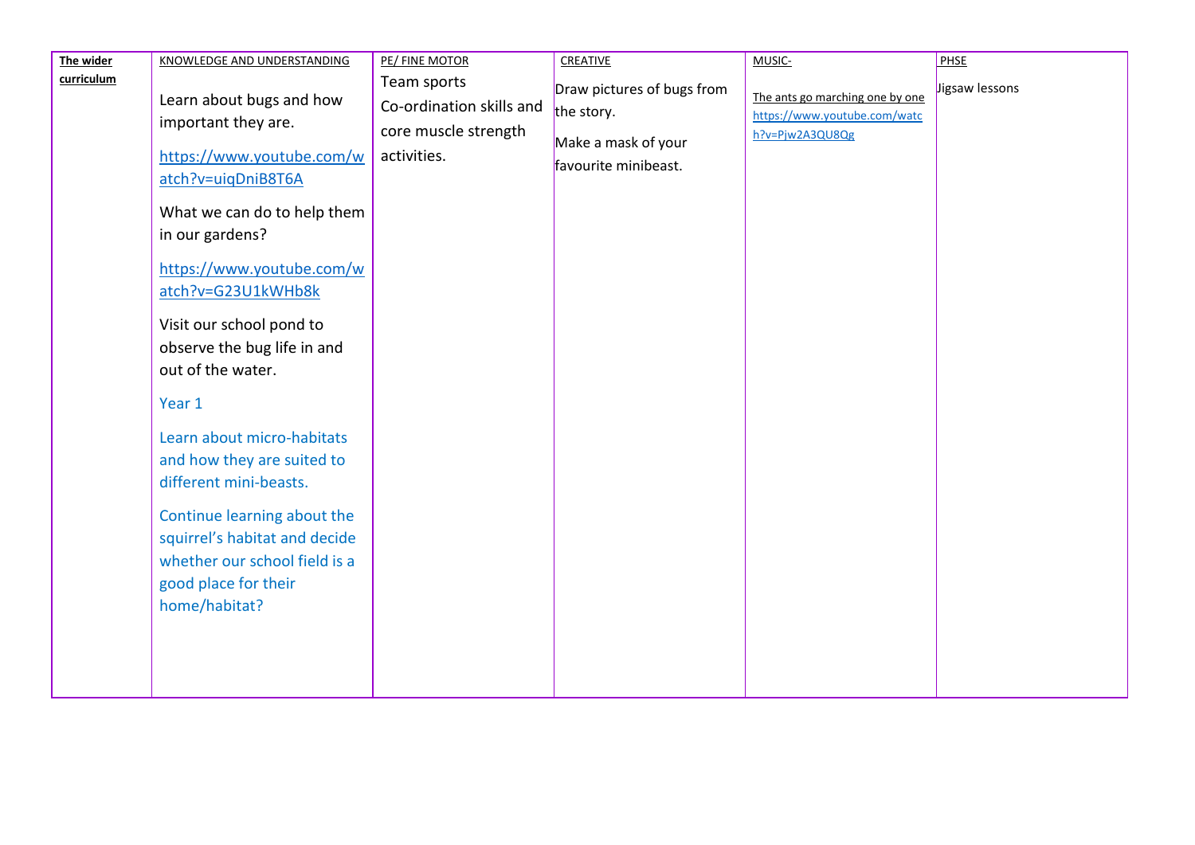| The wider curriculum | KNOWLEDGE AND UNDERSTANDING | PE/ FINE MOTOR | CREATIVE | MUSIC- | PHSE |
|---|---|---|---|---|---|
| | Learn about bugs and how important they are.<br><br>https://www.youtube.com/watch?v=uiqDniB8T6A<br><br>What we can do to help them in our gardens?<br><br>https://www.youtube.com/watch?v=G23U1kWHb8k<br><br>Visit our school pond to observe the bug life in and out of the water.<br><br>Year 1<br><br>Learn about micro-habitats and how they are suited to different mini-beasts.<br><br>Continue learning about the squirrel's habitat and decide whether our school field is a good place for their home/habitat? | Team sports<br>Co-ordination skills and core muscle strength activities. | Draw pictures of bugs from the story.<br><br>Make a mask of your favourite minibeast. | The ants go marching one by one<br>https://www.youtube.com/watch?v=Pjw2A3QU8Qg | Jigsaw lessons |